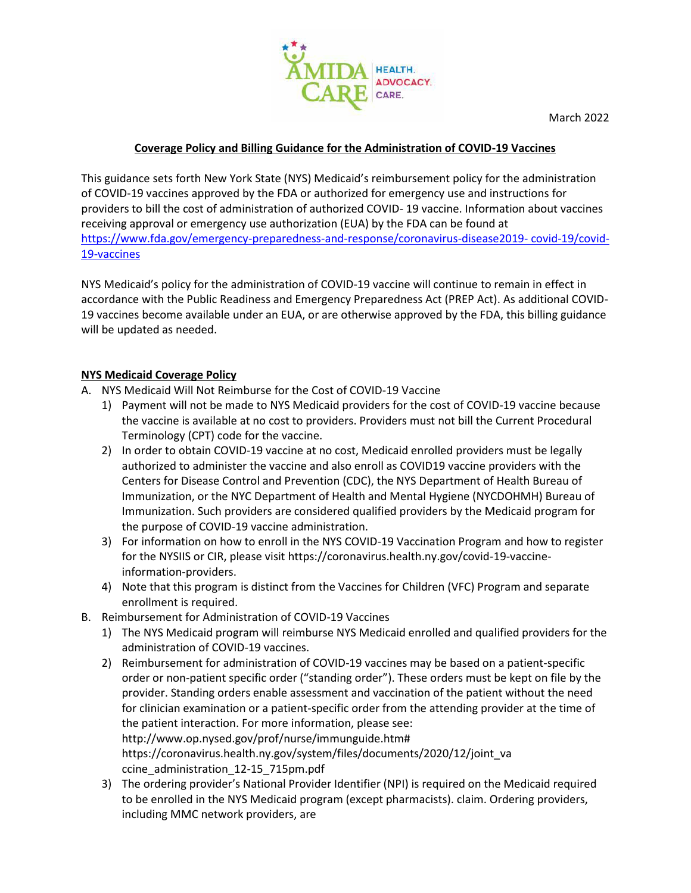March 2022

**Coverage Policy and Billing Guidance for the Administration of COVID-19 Vaccines**

This guidance sets forth New York State (NYS) Medicaid's reimbursement policy for the administration of COVID-19 vaccines approved by the FDA or authorized for emergency use and instructions for providers to bill the cost of administration of authorized COVID- 19 vaccine. Information about vaccines receiving approval or emergency use authorization (EUA) by the FDA can be found at https://www.fda.gov/emergency-preparedness-and-response/coronavirus-disease2019- covid-19/covid-19-vaccines

NYS Medicaid's policy for the administration of COVID-19 vaccine will continue to remain in effect in accordance with the Public Readiness and Emergency Preparedness Act (PREP Act). As additional COVID-19 vaccines become available under an EUA, or are otherwise approved by the FDA, this billing guidance will be updated as needed.

**NYS Medicaid Coverage Policy**

A. NYS Medicaid Will Not Reimburse for the Cost of COVID-19 Vaccine
   1) Payment will not be made to NYS Medicaid providers for the cost of COVID-19 vaccine because the vaccine is available at no cost to providers. Providers must not bill the Current Procedural Terminology (CPT) code for the vaccine.
   2) In order to obtain COVID-19 vaccine at no cost, Medicaid enrolled providers must be legally authorized to administer the vaccine and also enroll as COVID19 vaccine providers with the Centers for Disease Control and Prevention (CDC), the NYS Department of Health Bureau of Immunization, or the NYC Department of Health and Mental Hygiene (NYCDOHMH) Bureau of Immunization. Such providers are considered qualified providers by the Medicaid program for the purpose of COVID-19 vaccine administration.
   3) For information on how to enroll in the NYS COVID-19 Vaccination Program and how to register for the NYSIIS or CIR, please visit https://coronavirus.health.ny.gov/covid-19-vaccine-information-providers.
   4) Note that this program is distinct from the Vaccines for Children (VFC) Program and separate enrollment is required.

B. Reimbursement for Administration of COVID-19 Vaccines
   1) The NYS Medicaid program will reimburse NYS Medicaid enrolled and qualified providers for the administration of COVID-19 vaccines.
   2) Reimbursement for administration of COVID-19 vaccines may be based on a patient-specific order or non-patient specific order ("standing order"). These orders must be kept on file by the provider. Standing orders enable assessment and vaccination of the patient without the need for clinician examination or a patient-specific order from the attending provider at the time of the patient interaction. For more information, please see: http://www.op.nysed.gov/prof/nurse/immunguide.htm# https://coronavirus.health.ny.gov/system/files/documents/2020/12/joint_vaccine_administration_12-15_715pm.pdf
   3) The ordering provider's National Provider Identifier (NPI) is required on the Medicaid required to be enrolled in the NYS Medicaid program (except pharmacists). claim. Ordering providers, including MMC network providers, are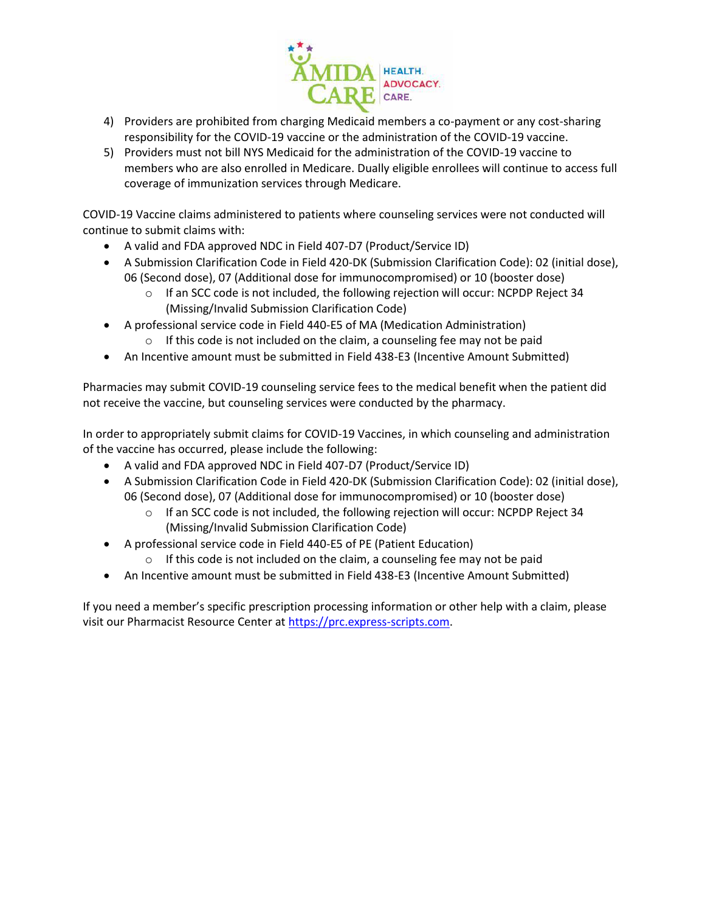4) Providers are prohibited from charging Medicaid members a co-payment or any cost-sharing responsibility for the COVID-19 vaccine or the administration of the COVID-19 vaccine.
5) Providers must not bill NYS Medicaid for the administration of the COVID-19 vaccine to members who are also enrolled in Medicare. Dually eligible enrollees will continue to access full coverage of immunization services through Medicare.

COVID-19 Vaccine claims administered to patients where counseling services were not conducted will continue to submit claims with:

- A valid and FDA approved NDC in Field 407-D7 (Product/Service ID)
- A Submission Clarification Code in Field 420-DK (Submission Clarification Code): 02 (initial dose), 06 (Second dose), 07 (Additional dose for immunocompromised) or 10 (booster dose)
  - If an SCC code is not included, the following rejection will occur: NCPDP Reject 34 (Missing/Invalid Submission Clarification Code)
- A professional service code in Field 440-E5 of MA (Medication Administration)
  - If this code is not included on the claim, a counseling fee may not be paid
- An Incentive amount must be submitted in Field 438-E3 (Incentive Amount Submitted)

Pharmacies may submit COVID-19 counseling service fees to the medical benefit when the patient did not receive the vaccine, but counseling services were conducted by the pharmacy.

In order to appropriately submit claims for COVID-19 Vaccines, in which counseling and administration of the vaccine has occurred, please include the following:

- A valid and FDA approved NDC in Field 407-D7 (Product/Service ID)
- A Submission Clarification Code in Field 420-DK (Submission Clarification Code): 02 (initial dose), 06 (Second dose), 07 (Additional dose for immunocompromised) or 10 (booster dose)
  - If an SCC code is not included, the following rejection will occur: NCPDP Reject 34 (Missing/Invalid Submission Clarification Code)
- A professional service code in Field 440-E5 of PE (Patient Education)
  - If this code is not included on the claim, a counseling fee may not be paid
- An Incentive amount must be submitted in Field 438-E3 (Incentive Amount Submitted)

If you need a member's specific prescription processing information or other help with a claim, please visit our Pharmacist Resource Center at https://prc.express-scripts.com.